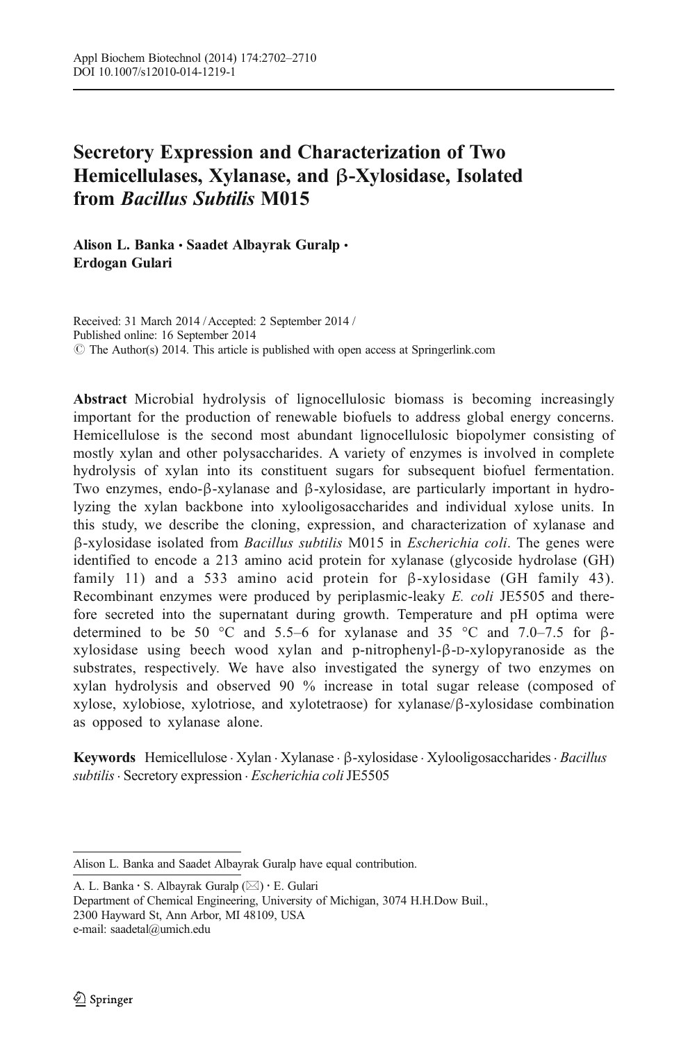# Secretory Expression and Characterization of Two Hemicellulases, Xylanase, and β-Xylosidase, Isolated from *Bacillus Subtilis* M015

**Alison L. Banka · Saadet Albayrak Guralp · Erdogan Gulari**

Received: 31 March 2014 / Accepted: 2 September 2014 /
Published online: 16 September 2014
© The Author(s) 2014. This article is published with open access at Springerlink.com

**Abstract** Microbial hydrolysis of lignocellulosic biomass is becoming increasingly important for the production of renewable biofuels to address global energy concerns. Hemicellulose is the second most abundant lignocellulosic biopolymer consisting of mostly xylan and other polysaccharides. A variety of enzymes is involved in complete hydrolysis of xylan into its constituent sugars for subsequent biofuel fermentation. Two enzymes, endo-β-xylanase and β-xylosidase, are particularly important in hydrolyzing the xylan backbone into xylooligosaccharides and individual xylose units. In this study, we describe the cloning, expression, and characterization of xylanase and β-xylosidase isolated from *Bacillus subtilis* M015 in *Escherichia coli*. The genes were identified to encode a 213 amino acid protein for xylanase (glycoside hydrolase (GH) family 11) and a 533 amino acid protein for β-xylosidase (GH family 43). Recombinant enzymes were produced by periplasmic-leaky *E. coli* JE5505 and therefore secreted into the supernatant during growth. Temperature and pH optima were determined to be 50 °C and 5.5–6 for xylanase and 35 °C and 7.0–7.5 for β-xylosidase using beech wood xylan and p-nitrophenyl-β-D-xylopyranoside as the substrates, respectively. We have also investigated the synergy of two enzymes on xylan hydrolysis and observed 90 % increase in total sugar release (composed of xylose, xylobiose, xylotriose, and xylotetraose) for xylanase/β-xylosidase combination as opposed to xylanase alone.

**Keywords** Hemicellulose · Xylan · Xylanase · β-xylosidase · Xylooligosaccharides · *Bacillus subtilis* · Secretory expression · *Escherichia coli* JE5505

---

Alison L. Banka and Saadet Albayrak Guralp have equal contribution.

A. L. Banka · S. Albayrak Guralp (✉) · E. Gulari
Department of Chemical Engineering, University of Michigan, 3074 H.H.Dow Buil.,
2300 Hayward St, Ann Arbor, MI 48109, USA
e-mail: saadetal@umich.edu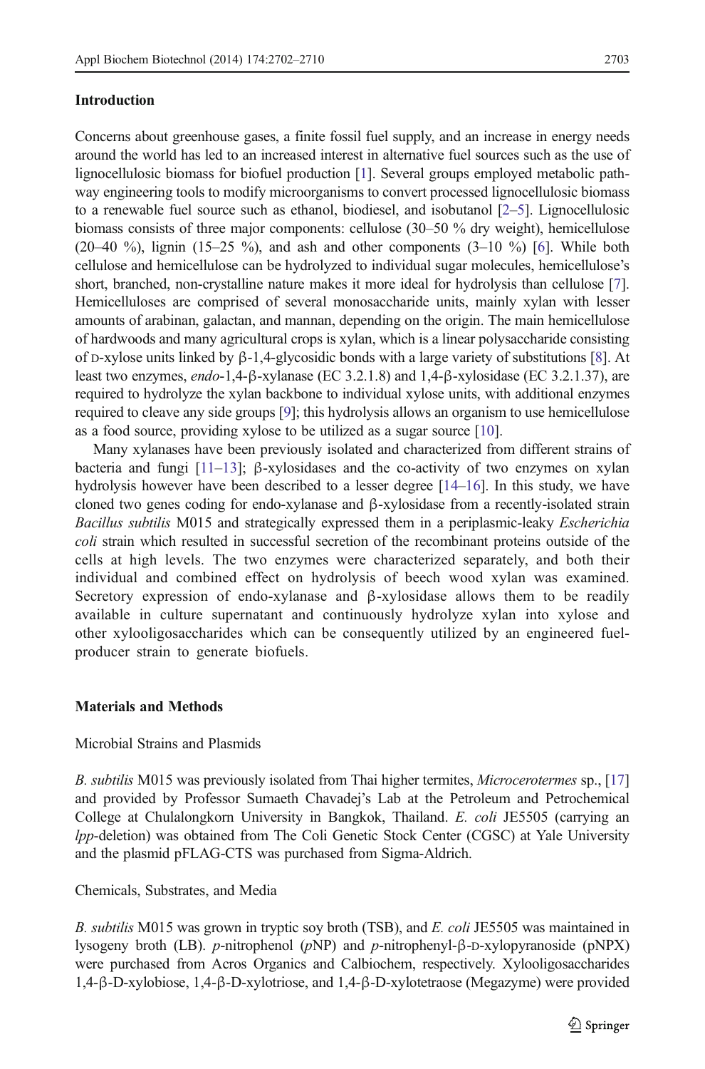## Introduction

Concerns about greenhouse gases, a finite fossil fuel supply, and an increase in energy needs around the world has led to an increased interest in alternative fuel sources such as the use of lignocellulosic biomass for biofuel production [1]. Several groups employed metabolic pathway engineering tools to modify microorganisms to convert processed lignocellulosic biomass to a renewable fuel source such as ethanol, biodiesel, and isobutanol [2–5]. Lignocellulosic biomass consists of three major components: cellulose (30–50 % dry weight), hemicellulose (20–40 %), lignin (15–25 %), and ash and other components (3–10 %) [6]. While both cellulose and hemicellulose can be hydrolyzed to individual sugar molecules, hemicellulose's short, branched, non-crystalline nature makes it more ideal for hydrolysis than cellulose [7]. Hemicelluloses are comprised of several monosaccharide units, mainly xylan with lesser amounts of arabinan, galactan, and mannan, depending on the origin. The main hemicellulose of hardwoods and many agricultural crops is xylan, which is a linear polysaccharide consisting of D-xylose units linked by β-1,4-glycosidic bonds with a large variety of substitutions [8]. At least two enzymes, *endo*-1,4-β-xylanase (EC 3.2.1.8) and 1,4-β-xylosidase (EC 3.2.1.37), are required to hydrolyze the xylan backbone to individual xylose units, with additional enzymes required to cleave any side groups [9]; this hydrolysis allows an organism to use hemicellulose as a food source, providing xylose to be utilized as a sugar source [10].

Many xylanases have been previously isolated and characterized from different strains of bacteria and fungi [11–13]; β-xylosidases and the co-activity of two enzymes on xylan hydrolysis however have been described to a lesser degree [14–16]. In this study, we have cloned two genes coding for endo-xylanase and β-xylosidase from a recently-isolated strain *Bacillus subtilis* M015 and strategically expressed them in a periplasmic-leaky *Escherichia coli* strain which resulted in successful secretion of the recombinant proteins outside of the cells at high levels. The two enzymes were characterized separately, and both their individual and combined effect on hydrolysis of beech wood xylan was examined. Secretory expression of endo-xylanase and β-xylosidase allows them to be readily available in culture supernatant and continuously hydrolyze xylan into xylose and other xylooligosaccharides which can be consequently utilized by an engineered fuel-producer strain to generate biofuels.

## Materials and Methods

### Microbial Strains and Plasmids

*B. subtilis* M015 was previously isolated from Thai higher termites, *Microcerotermes* sp., [17] and provided by Professor Sumaeth Chavadej's Lab at the Petroleum and Petrochemical College at Chulalongkorn University in Bangkok, Thailand. *E. coli* JE5505 (carrying an *lpp*-deletion) was obtained from The Coli Genetic Stock Center (CGSC) at Yale University and the plasmid pFLAG-CTS was purchased from Sigma-Aldrich.

### Chemicals, Substrates, and Media

*B. subtilis* M015 was grown in tryptic soy broth (TSB), and *E. coli* JE5505 was maintained in lysogeny broth (LB). *p*-nitrophenol (*p*NP) and *p*-nitrophenyl-β-D-xylopyranoside (pNPX) were purchased from Acros Organics and Calbiochem, respectively. Xylooligosaccharides 1,4-β-D-xylobiose, 1,4-β-D-xylotriose, and 1,4-β-D-xylotetraose (Megazyme) were provided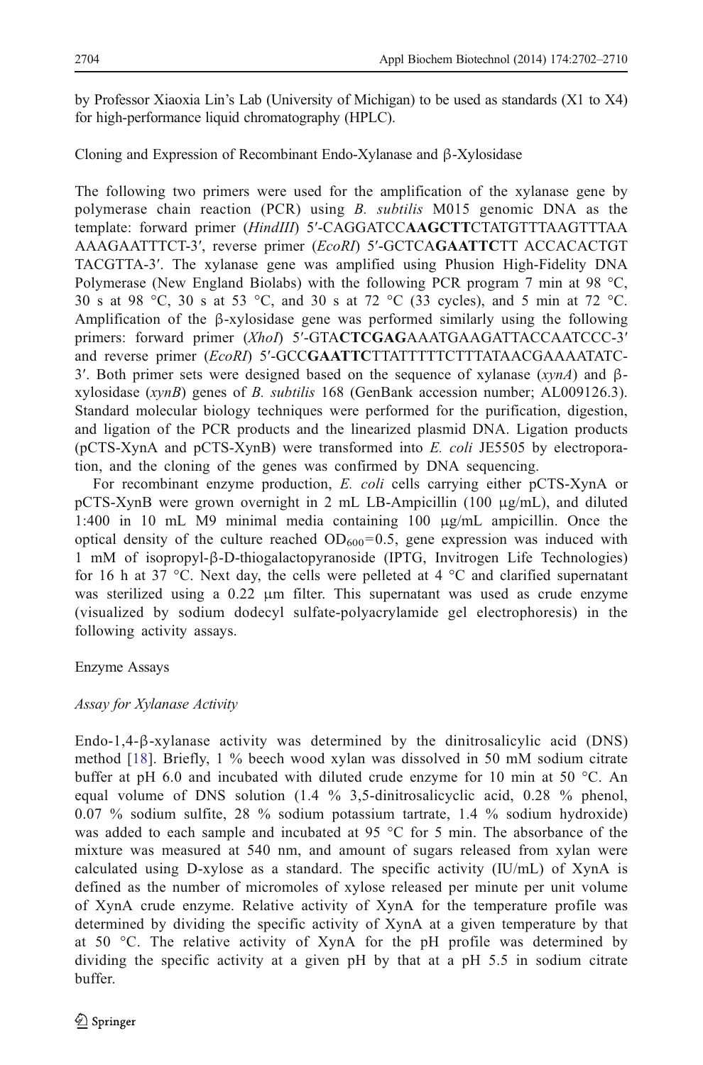by Professor Xiaoxia Lin's Lab (University of Michigan) to be used as standards (X1 to X4) for high-performance liquid chromatography (HPLC).

## Cloning and Expression of Recombinant Endo-Xylanase and β-Xylosidase

The following two primers were used for the amplification of the xylanase gene by polymerase chain reaction (PCR) using *B. subtilis* M015 genomic DNA as the template: forward primer (*HindIII*) 5′-CAGGATCC**AAGCTT**CTATGTTTAAGTTTAA AAAGAATTTCT-3′, reverse primer (*EcoRI*) 5′-GCTCA**GAATTC**TT ACCACACTGT TACGTTA-3′. The xylanase gene was amplified using Phusion High-Fidelity DNA Polymerase (New England Biolabs) with the following PCR program 7 min at 98 °C, 30 s at 98 °C, 30 s at 53 °C, and 30 s at 72 °C (33 cycles), and 5 min at 72 °C. Amplification of the β-xylosidase gene was performed similarly using the following primers: forward primer (*XhoI*) 5′-GTA**CTCGAG**AAATGAAGATTACCAATCCC-3′ and reverse primer (*EcoRI*) 5′-GCC**GAATTC**TTATTTTTCTTTATAACGAAAATATC-3′. Both primer sets were designed based on the sequence of xylanase (*xynA*) and β-xylosidase (*xynB*) genes of *B. subtilis* 168 (GenBank accession number; AL009126.3). Standard molecular biology techniques were performed for the purification, digestion, and ligation of the PCR products and the linearized plasmid DNA. Ligation products (pCTS-XynA and pCTS-XynB) were transformed into *E. coli* JE5505 by electroporation, and the cloning of the genes was confirmed by DNA sequencing.

For recombinant enzyme production, *E. coli* cells carrying either pCTS-XynA or pCTS-XynB were grown overnight in 2 mL LB-Ampicillin (100 μg/mL), and diluted 1:400 in 10 mL M9 minimal media containing 100 μg/mL ampicillin. Once the optical density of the culture reached $OD_{600}=0.5$, gene expression was induced with 1 mM of isopropyl-β-D-thiogalactopyranoside (IPTG, Invitrogen Life Technologies) for 16 h at 37 °C. Next day, the cells were pelleted at 4 °C and clarified supernatant was sterilized using a 0.22 μm filter. This supernatant was used as crude enzyme (visualized by sodium dodecyl sulfate-polyacrylamide gel electrophoresis) in the following activity assays.

## Enzyme Assays

### *Assay for Xylanase Activity*

Endo-1,4-β-xylanase activity was determined by the dinitrosalicylic acid (DNS) method [18]. Briefly, 1 % beech wood xylan was dissolved in 50 mM sodium citrate buffer at pH 6.0 and incubated with diluted crude enzyme for 10 min at 50 °C. An equal volume of DNS solution (1.4 % 3,5-dinitrosalicyclic acid, 0.28 % phenol, 0.07 % sodium sulfite, 28 % sodium potassium tartrate, 1.4 % sodium hydroxide) was added to each sample and incubated at 95 °C for 5 min. The absorbance of the mixture was measured at 540 nm, and amount of sugars released from xylan were calculated using D-xylose as a standard. The specific activity (IU/mL) of XynA is defined as the number of micromoles of xylose released per minute per unit volume of XynA crude enzyme. Relative activity of XynA for the temperature profile was determined by dividing the specific activity of XynA at a given temperature by that at 50 °C. The relative activity of XynA for the pH profile was determined by dividing the specific activity at a given pH by that at a pH 5.5 in sodium citrate buffer.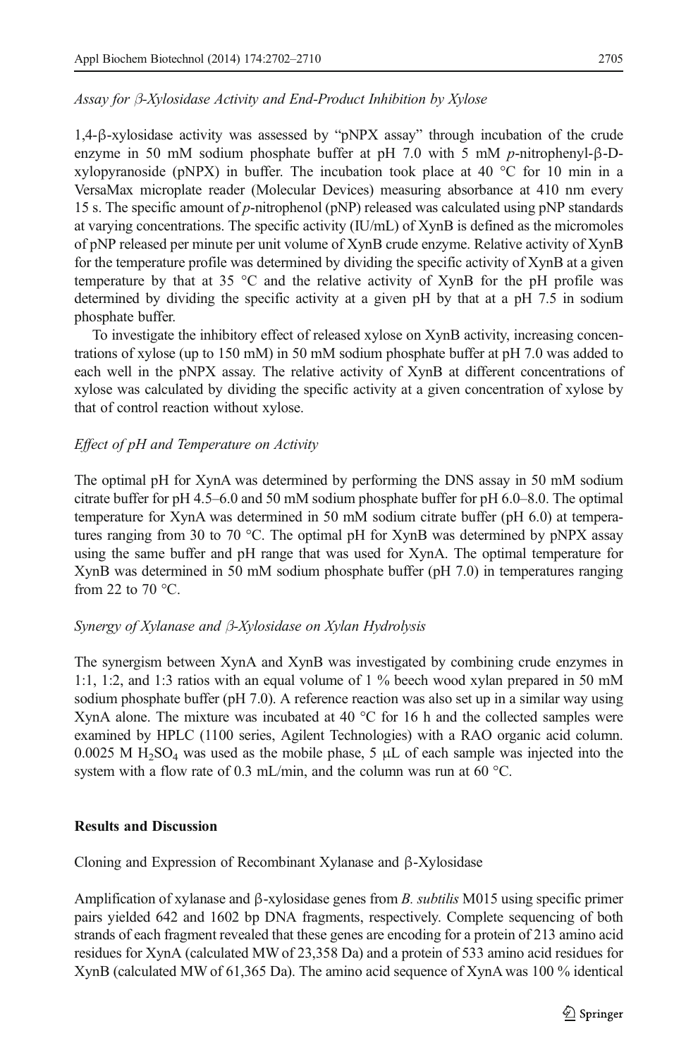### *Assay for β-Xylosidase Activity and End-Product Inhibition by Xylose*

1,4-β-xylosidase activity was assessed by "pNPX assay" through incubation of the crude enzyme in 50 mM sodium phosphate buffer at pH 7.0 with 5 mM *p*-nitrophenyl-β-D-xylopyranoside (pNPX) in buffer. The incubation took place at 40 °C for 10 min in a VersaMax microplate reader (Molecular Devices) measuring absorbance at 410 nm every 15 s. The specific amount of *p*-nitrophenol (pNP) released was calculated using pNP standards at varying concentrations. The specific activity (IU/mL) of XynB is defined as the micromoles of pNP released per minute per unit volume of XynB crude enzyme. Relative activity of XynB for the temperature profile was determined by dividing the specific activity of XynB at a given temperature by that at 35 °C and the relative activity of XynB for the pH profile was determined by dividing the specific activity at a given pH by that at a pH 7.5 in sodium phosphate buffer.

To investigate the inhibitory effect of released xylose on XynB activity, increasing concentrations of xylose (up to 150 mM) in 50 mM sodium phosphate buffer at pH 7.0 was added to each well in the pNPX assay. The relative activity of XynB at different concentrations of xylose was calculated by dividing the specific activity at a given concentration of xylose by that of control reaction without xylose.

### *Effect of pH and Temperature on Activity*

The optimal pH for XynA was determined by performing the DNS assay in 50 mM sodium citrate buffer for pH 4.5–6.0 and 50 mM sodium phosphate buffer for pH 6.0–8.0. The optimal temperature for XynA was determined in 50 mM sodium citrate buffer (pH 6.0) at temperatures ranging from 30 to 70 °C. The optimal pH for XynB was determined by pNPX assay using the same buffer and pH range that was used for XynA. The optimal temperature for XynB was determined in 50 mM sodium phosphate buffer (pH 7.0) in temperatures ranging from 22 to 70 °C.

### *Synergy of Xylanase and β-Xylosidase on Xylan Hydrolysis*

The synergism between XynA and XynB was investigated by combining crude enzymes in 1:1, 1:2, and 1:3 ratios with an equal volume of 1 % beech wood xylan prepared in 50 mM sodium phosphate buffer (pH 7.0). A reference reaction was also set up in a similar way using XynA alone. The mixture was incubated at 40 °C for 16 h and the collected samples were examined by HPLC (1100 series, Agilent Technologies) with a RAO organic acid column. 0.0025 M $H_2SO_4$ was used as the mobile phase, 5 μL of each sample was injected into the system with a flow rate of 0.3 mL/min, and the column was run at 60 °C.

## **Results and Discussion**

### Cloning and Expression of Recombinant Xylanase and β-Xylosidase

Amplification of xylanase and β-xylosidase genes from *B. subtilis* M015 using specific primer pairs yielded 642 and 1602 bp DNA fragments, respectively. Complete sequencing of both strands of each fragment revealed that these genes are encoding for a protein of 213 amino acid residues for XynA (calculated MW of 23,358 Da) and a protein of 533 amino acid residues for XynB (calculated MW of 61,365 Da). The amino acid sequence of XynA was 100 % identical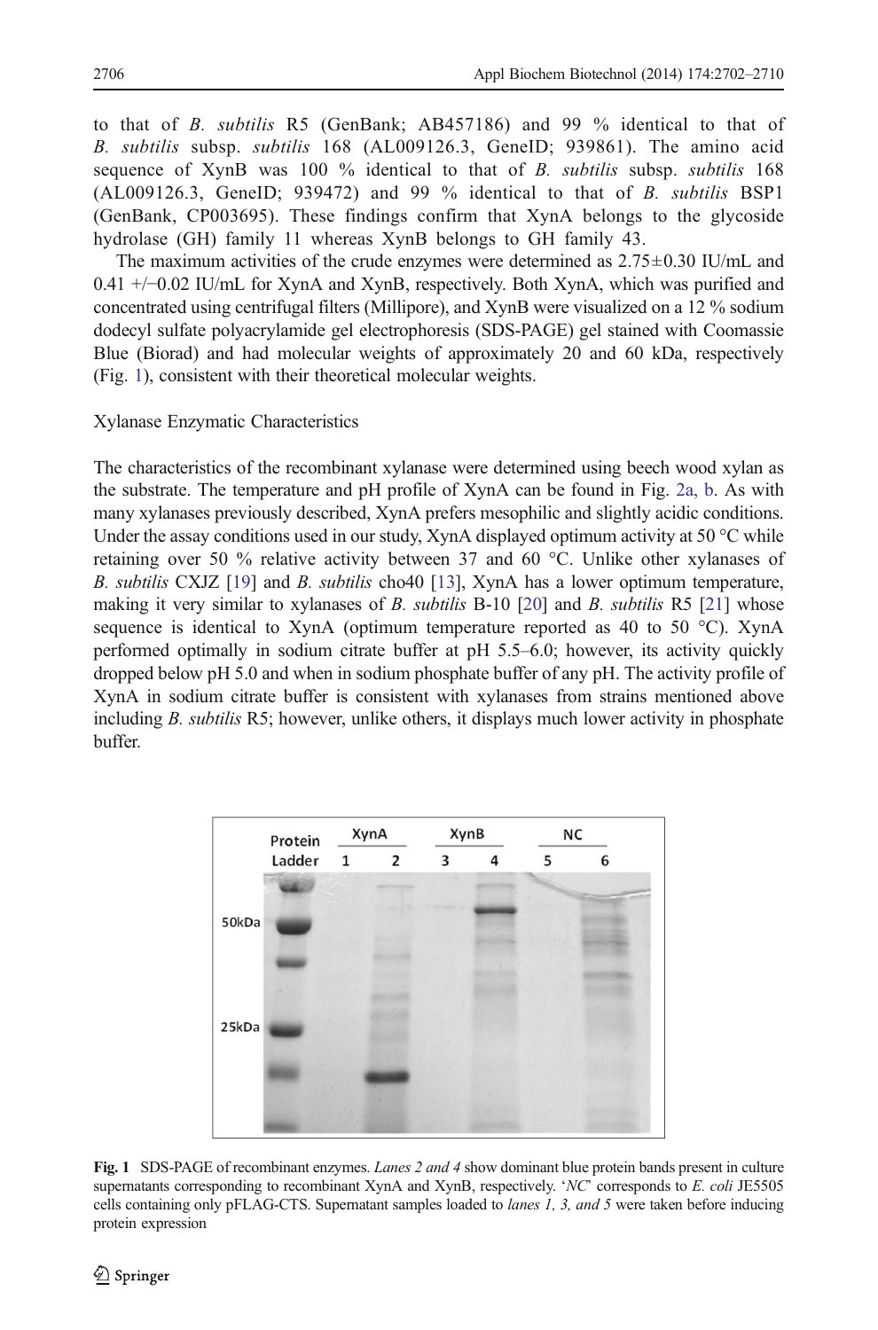to that of *B. subtilis* R5 (GenBank; AB457186) and 99 % identical to that of *B. subtilis* subsp. *subtilis* 168 (AL009126.3, GeneID; 939861). The amino acid sequence of XynB was 100 % identical to that of *B. subtilis* subsp. *subtilis* 168 (AL009126.3, GeneID; 939472) and 99 % identical to that of *B. subtilis* BSP1 (GenBank, CP003695). These findings confirm that XynA belongs to the glycoside hydrolase (GH) family 11 whereas XynB belongs to GH family 43.

The maximum activities of the crude enzymes were determined as 2.75±0.30 IU/mL and 0.41 +/−0.02 IU/mL for XynA and XynB, respectively. Both XynA, which was purified and concentrated using centrifugal filters (Millipore), and XynB were visualized on a 12 % sodium dodecyl sulfate polyacrylamide gel electrophoresis (SDS-PAGE) gel stained with Coomassie Blue (Biorad) and had molecular weights of approximately 20 and 60 kDa, respectively (Fig. 1), consistent with their theoretical molecular weights.

## Xylanase Enzymatic Characteristics

The characteristics of the recombinant xylanase were determined using beech wood xylan as the substrate. The temperature and pH profile of XynA can be found in Fig. 2a, b. As with many xylanases previously described, XynA prefers mesophilic and slightly acidic conditions. Under the assay conditions used in our study, XynA displayed optimum activity at 50 °C while retaining over 50 % relative activity between 37 and 60 °C. Unlike other xylanases of *B. subtilis* CXJZ [19] and *B. subtilis* cho40 [13], XynA has a lower optimum temperature, making it very similar to xylanases of *B. subtilis* B-10 [20] and *B. subtilis* R5 [21] whose sequence is identical to XynA (optimum temperature reported as 40 to 50 °C). XynA performed optimally in sodium citrate buffer at pH 5.5–6.0; however, its activity quickly dropped below pH 5.0 and when in sodium phosphate buffer of any pH. The activity profile of XynA in sodium citrate buffer is consistent with xylanases from strains mentioned above including *B. subtilis* R5; however, unlike others, it displays much lower activity in phosphate buffer.

**Fig. 1** SDS-PAGE of recombinant enzymes. *Lanes 2 and 4* show dominant blue protein bands present in culture supernatants corresponding to recombinant XynA and XynB, respectively. '*NC*' corresponds to *E. coli* JE5505 cells containing only pFLAG-CTS. Supernatant samples loaded to *lanes 1, 3, and 5* were taken before inducing protein expression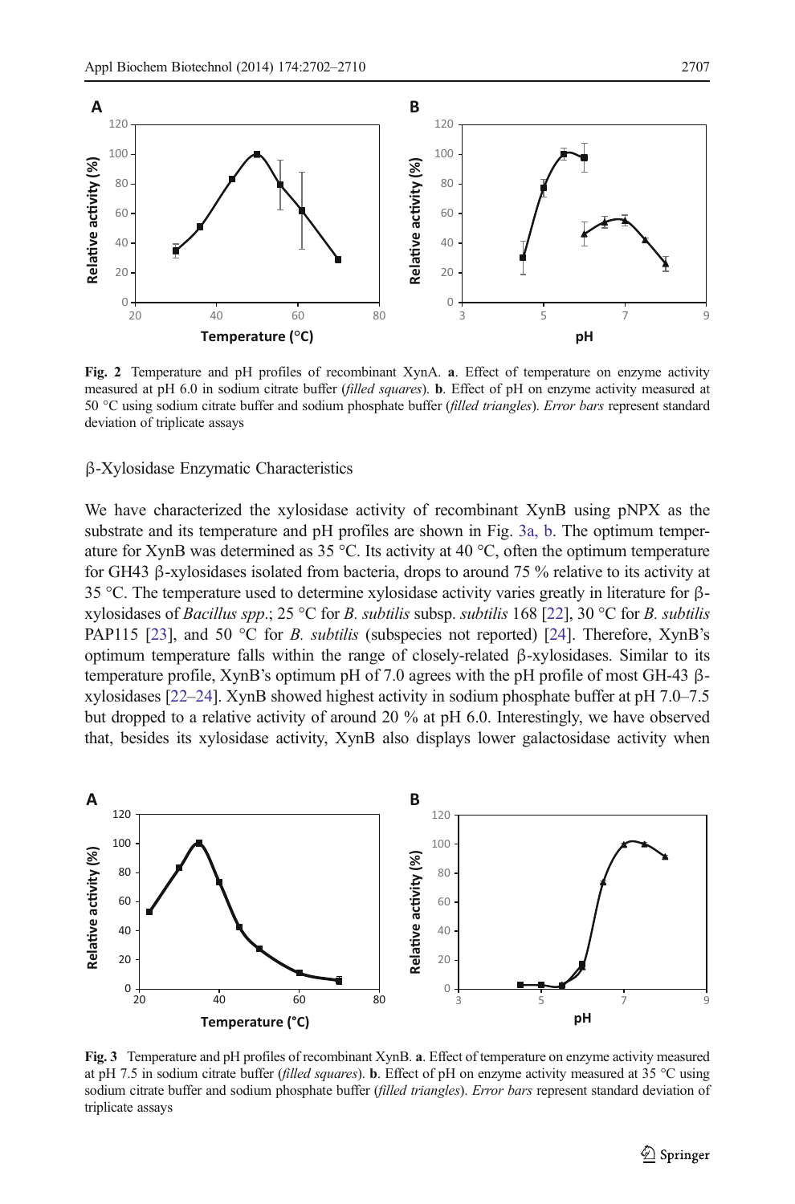Fig. 2 Temperature and pH profiles of recombinant XynA. **a**. Effect of temperature on enzyme activity measured at pH 6.0 in sodium citrate buffer (*filled squares*). **b**. Effect of pH on enzyme activity measured at 50 °C using sodium citrate buffer and sodium phosphate buffer (*filled triangles*). *Error bars* represent standard deviation of triplicate assays

### β-Xylosidase Enzymatic Characteristics

We have characterized the xylosidase activity of recombinant XynB using pNPX as the substrate and its temperature and pH profiles are shown in Fig. 3a, b. The optimum temperature for XynB was determined as 35 °C. Its activity at 40 °C, often the optimum temperature for GH43 β-xylosidases isolated from bacteria, drops to around 75 % relative to its activity at 35 °C. The temperature used to determine xylosidase activity varies greatly in literature for β-xylosidases of *Bacillus spp*.; 25 °C for *B. subtilis* subsp. *subtilis* 168 [22], 30 °C for *B. subtilis* PAP115 [23], and 50 °C for *B. subtilis* (subspecies not reported) [24]. Therefore, XynB's optimum temperature falls within the range of closely-related β-xylosidases. Similar to its temperature profile, XynB's optimum pH of 7.0 agrees with the pH profile of most GH-43 β-xylosidases [22–24]. XynB showed highest activity in sodium phosphate buffer at pH 7.0–7.5 but dropped to a relative activity of around 20 % at pH 6.0. Interestingly, we have observed that, besides its xylosidase activity, XynB also displays lower galactosidase activity when

Fig. 3 Temperature and pH profiles of recombinant XynB. **a**. Effect of temperature on enzyme activity measured at pH 7.5 in sodium citrate buffer (*filled squares*). **b**. Effect of pH on enzyme activity measured at 35 °C using sodium citrate buffer and sodium phosphate buffer (*filled triangles*). *Error bars* represent standard deviation of triplicate assays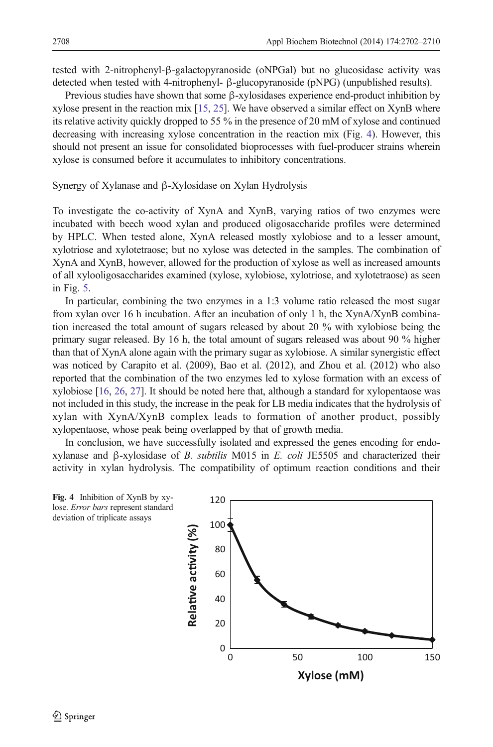tested with 2-nitrophenyl-β-galactopyranoside (oNPGal) but no glucosidase activity was detected when tested with 4-nitrophenyl- β-glucopyranoside (pNPG) (unpublished results).

Previous studies have shown that some β-xylosidases experience end-product inhibition by xylose present in the reaction mix [15, 25]. We have observed a similar effect on XynB where its relative activity quickly dropped to 55 % in the presence of 20 mM of xylose and continued decreasing with increasing xylose concentration in the reaction mix (Fig. 4). However, this should not present an issue for consolidated bioprocesses with fuel-producer strains wherein xylose is consumed before it accumulates to inhibitory concentrations.

### Synergy of Xylanase and β-Xylosidase on Xylan Hydrolysis

To investigate the co-activity of XynA and XynB, varying ratios of two enzymes were incubated with beech wood xylan and produced oligosaccharide profiles were determined by HPLC. When tested alone, XynA released mostly xylobiose and to a lesser amount, xylotriose and xylotetraose; but no xylose was detected in the samples. The combination of XynA and XynB, however, allowed for the production of xylose as well as increased amounts of all xylooligosaccharides examined (xylose, xylobiose, xylotriose, and xylotetraose) as seen in Fig. 5.

In particular, combining the two enzymes in a 1:3 volume ratio released the most sugar from xylan over 16 h incubation. After an incubation of only 1 h, the XynA/XynB combination increased the total amount of sugars released by about 20 % with xylobiose being the primary sugar released. By 16 h, the total amount of sugars released was about 90 % higher than that of XynA alone again with the primary sugar as xylobiose. A similar synergistic effect was noticed by Carapito et al. (2009), Bao et al. (2012), and Zhou et al. (2012) who also reported that the combination of the two enzymes led to xylose formation with an excess of xylobiose [16, 26, 27]. It should be noted here that, although a standard for xylopentaose was not included in this study, the increase in the peak for LB media indicates that the hydrolysis of xylan with XynA/XynB complex leads to formation of another product, possibly xylopentaose, whose peak being overlapped by that of growth media.

In conclusion, we have successfully isolated and expressed the genes encoding for endo-xylanase and β-xylosidase of *B. subtilis* M015 in *E. coli* JE5505 and characterized their activity in xylan hydrolysis. The compatibility of optimum reaction conditions and their

**Fig. 4** Inhibition of XynB by xylose. *Error bars* represent standard deviation of triplicate assays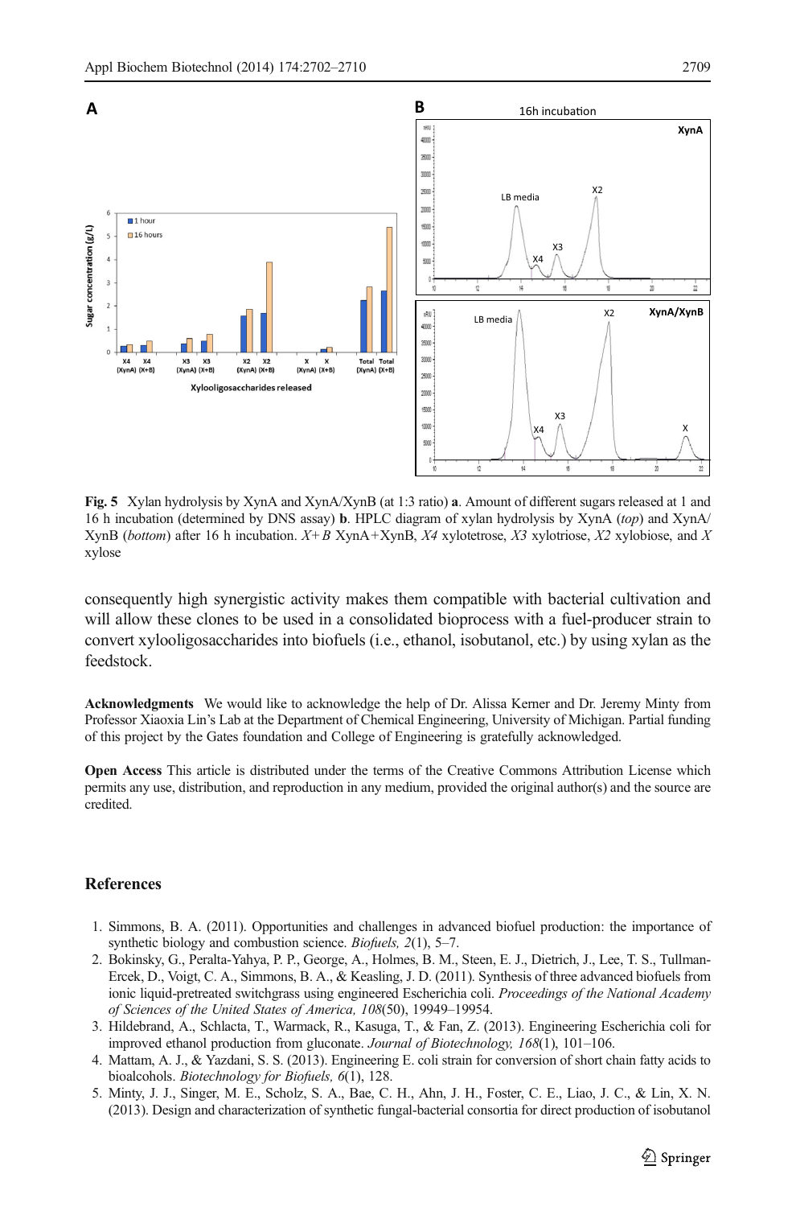Fig. 5 Xylan hydrolysis by XynA and XynA/XynB (at 1:3 ratio) **a**. Amount of different sugars released at 1 and 16 h incubation (determined by DNS assay) **b**. HPLC diagram of xylan hydrolysis by XynA (*top*) and XynA/XynB (*bottom*) after 16 h incubation. *X+B* XynA+XynB, *X4* xylotetrose, *X3* xylotriose, *X2* xylobiose, and *X* xylose

consequently high synergistic activity makes them compatible with bacterial cultivation and will allow these clones to be used in a consolidated bioprocess with a fuel-producer strain to convert xylooligosaccharides into biofuels (i.e., ethanol, isobutanol, etc.) by using xylan as the feedstock.

**Acknowledgments** We would like to acknowledge the help of Dr. Alissa Kerner and Dr. Jeremy Minty from Professor Xiaoxia Lin's Lab at the Department of Chemical Engineering, University of Michigan. Partial funding of this project by the Gates foundation and College of Engineering is gratefully acknowledged.

**Open Access** This article is distributed under the terms of the Creative Commons Attribution License which permits any use, distribution, and reproduction in any medium, provided the original author(s) and the source are credited.

## References

1. Simmons, B. A. (2011). Opportunities and challenges in advanced biofuel production: the importance of synthetic biology and combustion science. *Biofuels, 2*(1), 5–7.
2. Bokinsky, G., Peralta-Yahya, P. P., George, A., Holmes, B. M., Steen, E. J., Dietrich, J., Lee, T. S., Tullman-Ercek, D., Voigt, C. A., Simmons, B. A., & Keasling, J. D. (2011). Synthesis of three advanced biofuels from ionic liquid-pretreated switchgrass using engineered Escherichia coli. *Proceedings of the National Academy of Sciences of the United States of America, 108*(50), 19949–19954.
3. Hildebrand, A., Schlacta, T., Warmack, R., Kasuga, T., & Fan, Z. (2013). Engineering Escherichia coli for improved ethanol production from gluconate. *Journal of Biotechnology, 168*(1), 101–106.
4. Mattam, A. J., & Yazdani, S. S. (2013). Engineering E. coli strain for conversion of short chain fatty acids to bioalcohols. *Biotechnology for Biofuels, 6*(1), 128.
5. Minty, J. J., Singer, M. E., Scholz, S. A., Bae, C. H., Ahn, J. H., Foster, C. E., Liao, J. C., & Lin, X. N. (2013). Design and characterization of synthetic fungal-bacterial consortia for direct production of isobutanol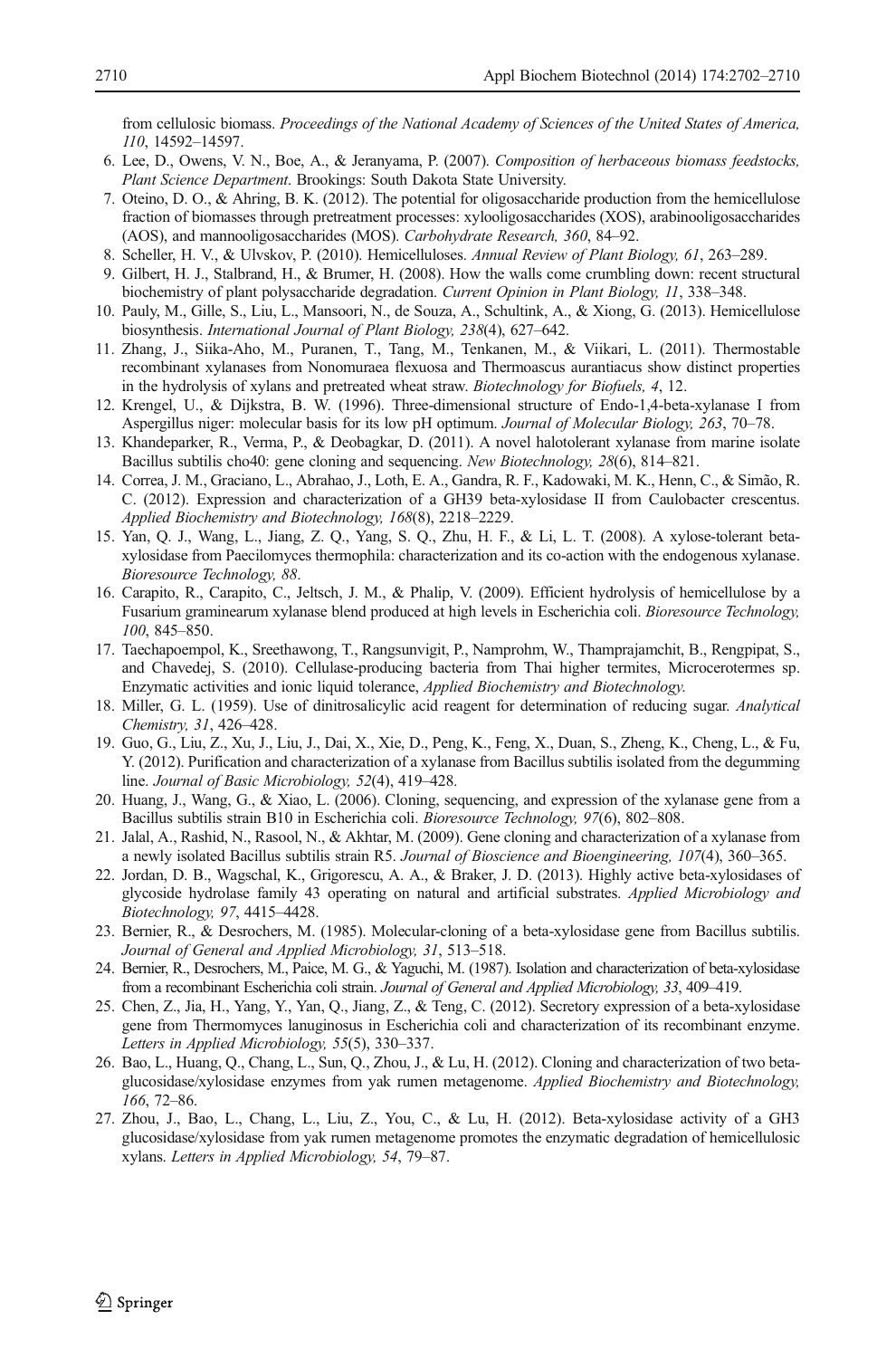from cellulosic biomass. *Proceedings of the National Academy of Sciences of the United States of America, 110*, 14592–14597.

6. Lee, D., Owens, V. N., Boe, A., & Jeranyama, P. (2007). *Composition of herbaceous biomass feedstocks, Plant Science Department*. Brookings: South Dakota State University.
7. Oteino, D. O., & Ahring, B. K. (2012). The potential for oligosaccharide production from the hemicellulose fraction of biomasses through pretreatment processes: xylooligosaccharides (XOS), arabinooligosaccharides (AOS), and mannooligosaccharides (MOS). *Carbohydrate Research, 360*, 84–92.
8. Scheller, H. V., & Ulvskov, P. (2010). Hemicelluloses. *Annual Review of Plant Biology, 61*, 263–289.
9. Gilbert, H. J., Stalbrand, H., & Brumer, H. (2008). How the walls come crumbling down: recent structural biochemistry of plant polysaccharide degradation. *Current Opinion in Plant Biology, 11*, 338–348.
10. Pauly, M., Gille, S., Liu, L., Mansoori, N., de Souza, A., Schultink, A., & Xiong, G. (2013). Hemicellulose biosynthesis. *International Journal of Plant Biology, 238*(4), 627–642.
11. Zhang, J., Siika-Aho, M., Puranen, T., Tang, M., Tenkanen, M., & Viikari, L. (2011). Thermostable recombinant xylanases from Nonomuraea flexuosa and Thermoascus aurantiacus show distinct properties in the hydrolysis of xylans and pretreated wheat straw. *Biotechnology for Biofuels, 4*, 12.
12. Krengel, U., & Dijkstra, B. W. (1996). Three-dimensional structure of Endo-1,4-beta-xylanase I from Aspergillus niger: molecular basis for its low pH optimum. *Journal of Molecular Biology, 263*, 70–78.
13. Khandeparker, R., Verma, P., & Deobagkar, D. (2011). A novel halotolerant xylanase from marine isolate Bacillus subtilis cho40: gene cloning and sequencing. *New Biotechnology, 28*(6), 814–821.
14. Correa, J. M., Graciano, L., Abrahao, J., Loth, E. A., Gandra, R. F., Kadowaki, M. K., Henn, C., & Simão, R. C. (2012). Expression and characterization of a GH39 beta-xylosidase II from Caulobacter crescentus. *Applied Biochemistry and Biotechnology, 168*(8), 2218–2229.
15. Yan, Q. J., Wang, L., Jiang, Z. Q., Yang, S. Q., Zhu, H. F., & Li, L. T. (2008). A xylose-tolerant beta-xylosidase from Paecilomyces thermophila: characterization and its co-action with the endogenous xylanase. *Bioresource Technology, 88*.
16. Carapito, R., Carapito, C., Jeltsch, J. M., & Phalip, V. (2009). Efficient hydrolysis of hemicellulose by a Fusarium graminearum xylanase blend produced at high levels in Escherichia coli. *Bioresource Technology, 100*, 845–850.
17. Taechapoempol, K., Sreethawong, T., Rangsunvigit, P., Namprohm, W., Thamprajamchit, B., Rengpipat, S., and Chavedej, S. (2010). Cellulase-producing bacteria from Thai higher termites, Microcerotermes sp. Enzymatic activities and ionic liquid tolerance, *Applied Biochemistry and Biotechnology.*
18. Miller, G. L. (1959). Use of dinitrosalicylic acid reagent for determination of reducing sugar. *Analytical Chemistry, 31*, 426–428.
19. Guo, G., Liu, Z., Xu, J., Liu, J., Dai, X., Xie, D., Peng, K., Feng, X., Duan, S., Zheng, K., Cheng, L., & Fu, Y. (2012). Purification and characterization of a xylanase from Bacillus subtilis isolated from the degumming line. *Journal of Basic Microbiology, 52*(4), 419–428.
20. Huang, J., Wang, G., & Xiao, L. (2006). Cloning, sequencing, and expression of the xylanase gene from a Bacillus subtilis strain B10 in Escherichia coli. *Bioresource Technology, 97*(6), 802–808.
21. Jalal, A., Rashid, N., Rasool, N., & Akhtar, M. (2009). Gene cloning and characterization of a xylanase from a newly isolated Bacillus subtilis strain R5. *Journal of Bioscience and Bioengineering, 107*(4), 360–365.
22. Jordan, D. B., Wagschal, K., Grigorescu, A. A., & Braker, J. D. (2013). Highly active beta-xylosidases of glycoside hydrolase family 43 operating on natural and artificial substrates. *Applied Microbiology and Biotechnology, 97*, 4415–4428.
23. Bernier, R., & Desrochers, M. (1985). Molecular-cloning of a beta-xylosidase gene from Bacillus subtilis. *Journal of General and Applied Microbiology, 31*, 513–518.
24. Bernier, R., Desrochers, M., Paice, M. G., & Yaguchi, M. (1987). Isolation and characterization of beta-xylosidase from a recombinant Escherichia coli strain. *Journal of General and Applied Microbiology, 33*, 409–419.
25. Chen, Z., Jia, H., Yang, Y., Yan, Q., Jiang, Z., & Teng, C. (2012). Secretory expression of a beta-xylosidase gene from Thermomyces lanuginosus in Escherichia coli and characterization of its recombinant enzyme. *Letters in Applied Microbiology, 55*(5), 330–337.
26. Bao, L., Huang, Q., Chang, L., Sun, Q., Zhou, J., & Lu, H. (2012). Cloning and characterization of two beta-glucosidase/xylosidase enzymes from yak rumen metagenome. *Applied Biochemistry and Biotechnology, 166*, 72–86.
27. Zhou, J., Bao, L., Chang, L., Liu, Z., You, C., & Lu, H. (2012). Beta-xylosidase activity of a GH3 glucosidase/xylosidase from yak rumen metagenome promotes the enzymatic degradation of hemicellulosic xylans. *Letters in Applied Microbiology, 54*, 79–87.